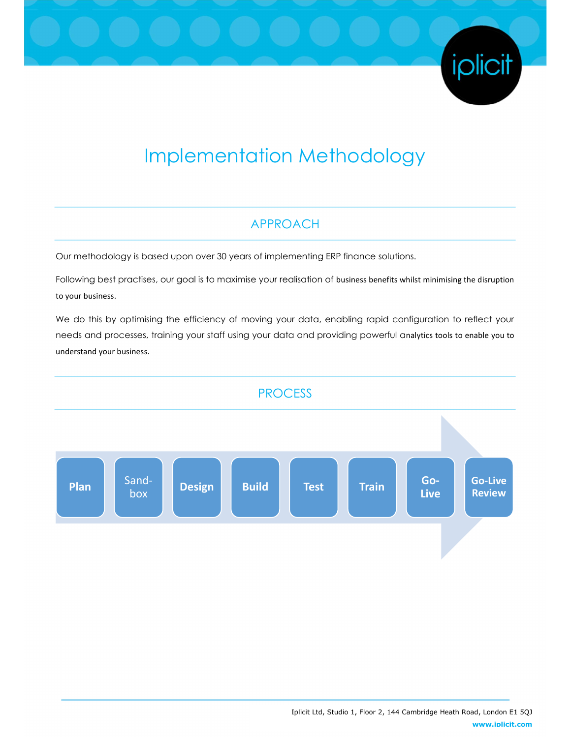# Implementation Methodology

## APPROACH

Our methodology is based upon over 30 years of implementing ERP finance solutions.

Following best practises, our goal is to maximise your realisation of business benefits whilst minimising the disruption to your business.

We do this by optimising the efficiency of moving your data, enabling rapid configuration to reflect your needs and processes, training your staff using your data and providing powerful analytics tools to enable you to understand your business.

## PROCESS

Plan → Sand-box → Design → Build → Test → Train → Go-Live → Go-Live Review

Iplicit Ltd, Studio 1, Floor 2, 144 Cambridge Heath Road, London E1 5QJ
www.iplicit.com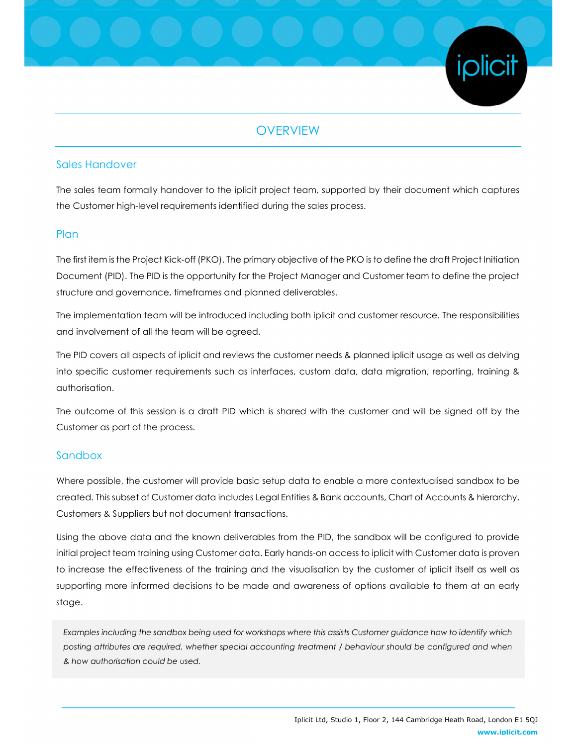# OVERVIEW

## Sales Handover

The sales team formally handover to the iplicit project team, supported by their document which captures the Customer high-level requirements identified during the sales process.

## Plan

The first item is the Project Kick-off (PKO). The primary objective of the PKO is to define the draft Project Initiation Document (PID). The PID is the opportunity for the Project Manager and Customer team to define the project structure and governance, timeframes and planned deliverables.

The implementation team will be introduced including both iplicit and customer resource. The responsibilities and involvement of all the team will be agreed.

The PID covers all aspects of iplicit and reviews the customer needs & planned iplicit usage as well as delving into specific customer requirements such as interfaces, custom data, data migration, reporting, training & authorisation.

The outcome of this session is a draft PID which is shared with the customer and will be signed off by the Customer as part of the process.

## Sandbox

Where possible, the customer will provide basic setup data to enable a more contextualised sandbox to be created. This subset of Customer data includes Legal Entities & Bank accounts, Chart of Accounts & hierarchy, Customers & Suppliers but not document transactions.

Using the above data and the known deliverables from the PID, the sandbox will be configured to provide initial project team training using Customer data. Early hands-on access to iplicit with Customer data is proven to increase the effectiveness of the training and the visualisation by the customer of iplicit itself as well as supporting more informed decisions to be made and awareness of options available to them at an early stage.

> *Examples including the sandbox being used for workshops where this assists Customer guidance how to identify which posting attributes are required, whether special accounting treatment / behaviour should be configured and when & how authorisation could be used.*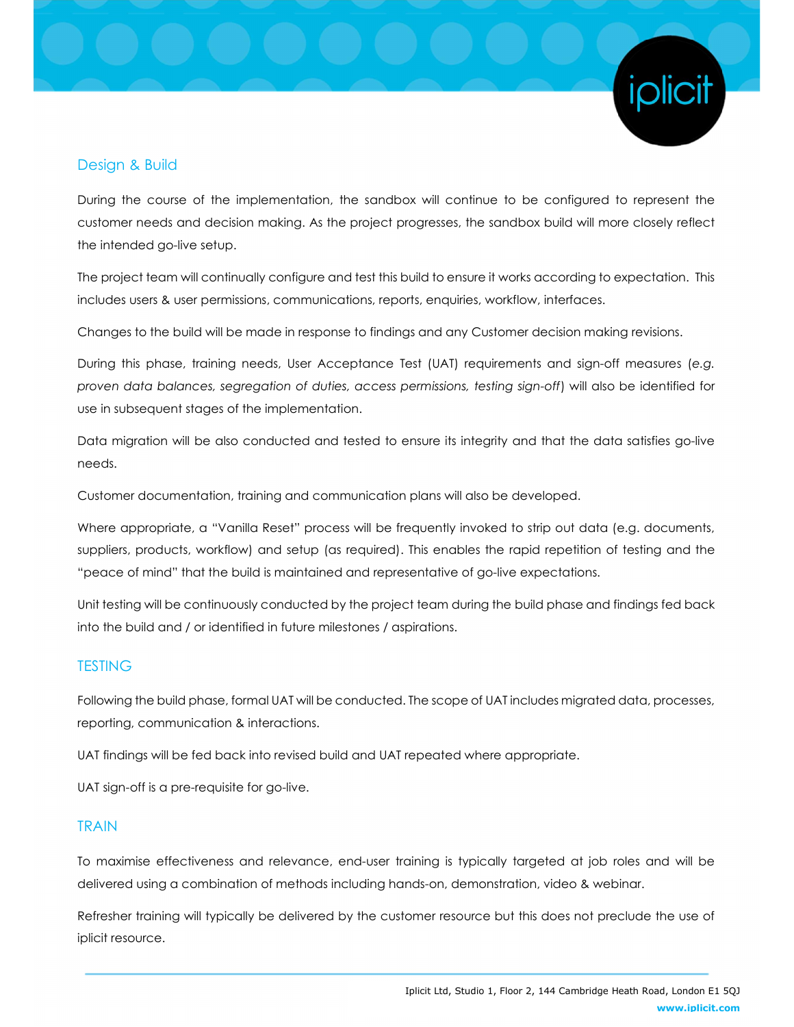## Design & Build

During the course of the implementation, the sandbox will continue to be configured to represent the customer needs and decision making. As the project progresses, the sandbox build will more closely reflect the intended go-live setup.

The project team will continually configure and test this build to ensure it works according to expectation. This includes users & user permissions, communications, reports, enquiries, workflow, interfaces.

Changes to the build will be made in response to findings and any Customer decision making revisions.

During this phase, training needs, User Acceptance Test (UAT) requirements and sign-off measures (*e.g. proven data balances, segregation of duties, access permissions, testing sign-off*) will also be identified for use in subsequent stages of the implementation.

Data migration will be also conducted and tested to ensure its integrity and that the data satisfies go-live needs.

Customer documentation, training and communication plans will also be developed.

Where appropriate, a "Vanilla Reset" process will be frequently invoked to strip out data (e.g. documents, suppliers, products, workflow) and setup (as required). This enables the rapid repetition of testing and the "peace of mind" that the build is maintained and representative of go-live expectations.

Unit testing will be continuously conducted by the project team during the build phase and findings fed back into the build and / or identified in future milestones / aspirations.

## TESTING

Following the build phase, formal UAT will be conducted. The scope of UAT includes migrated data, processes, reporting, communication & interactions.

UAT findings will be fed back into revised build and UAT repeated where appropriate.

UAT sign-off is a pre-requisite for go-live.

## TRAIN

To maximise effectiveness and relevance, end-user training is typically targeted at job roles and will be delivered using a combination of methods including hands-on, demonstration, video & webinar.

Refresher training will typically be delivered by the customer resource but this does not preclude the use of iplicit resource.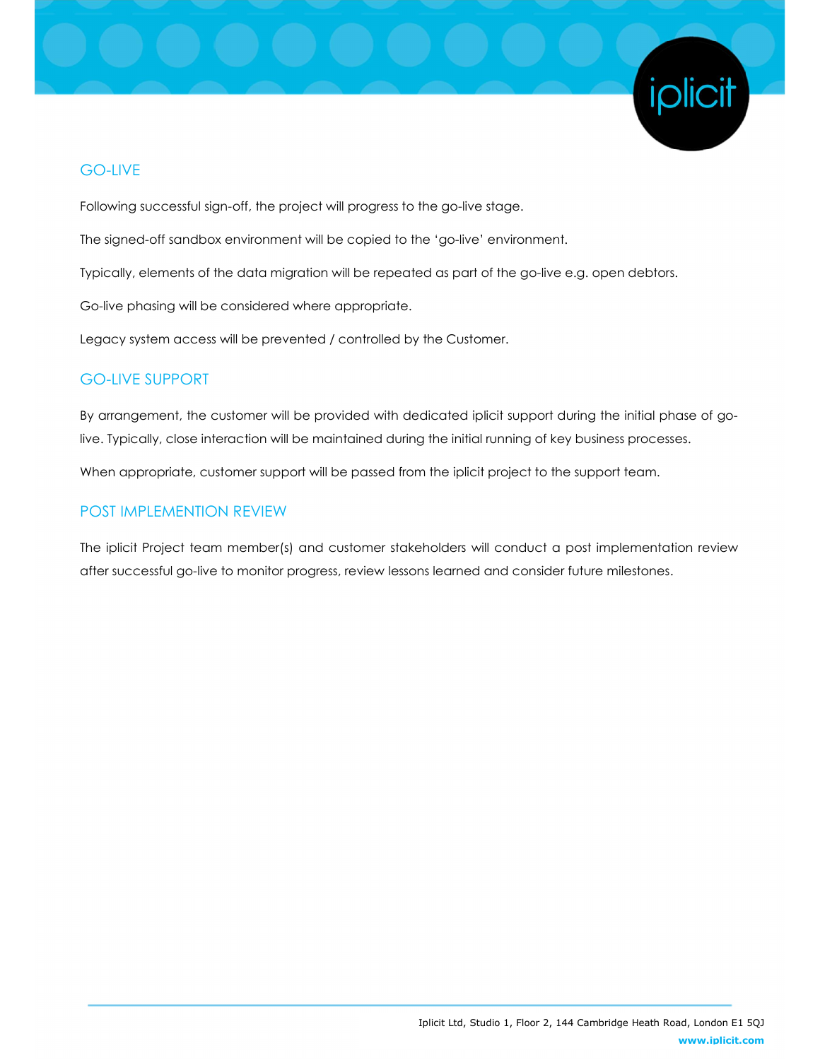## GO-LIVE

Following successful sign-off, the project will progress to the go-live stage.

The signed-off sandbox environment will be copied to the 'go-live' environment.

Typically, elements of the data migration will be repeated as part of the go-live e.g. open debtors.

Go-live phasing will be considered where appropriate.

Legacy system access will be prevented / controlled by the Customer.

## GO-LIVE SUPPORT

By arrangement, the customer will be provided with dedicated iplicit support during the initial phase of go-live. Typically, close interaction will be maintained during the initial running of key business processes.

When appropriate, customer support will be passed from the iplicit project to the support team.

## POST IMPLEMENTION REVIEW

The iplicit Project team member(s) and customer stakeholders will conduct a post implementation review after successful go-live to monitor progress, review lessons learned and consider future milestones.